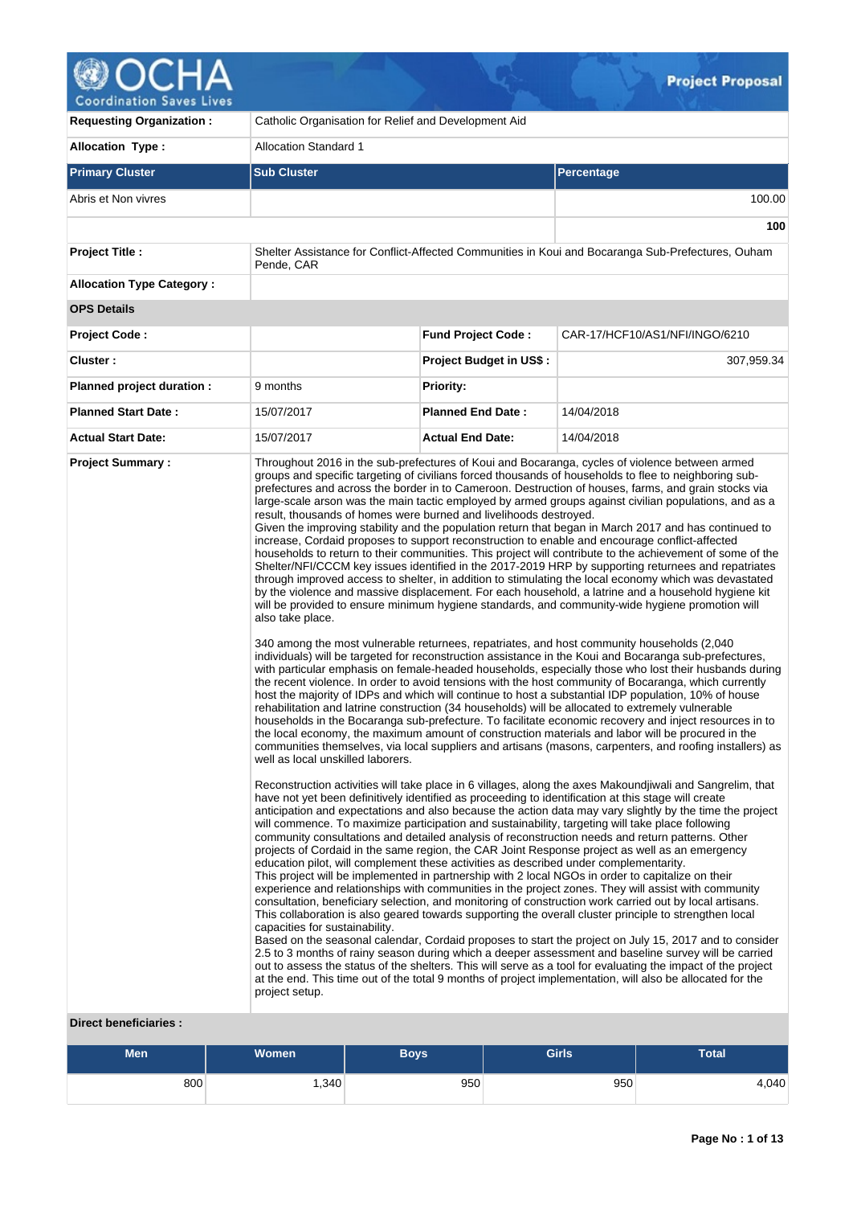## Project Proposal

| | | | |
|---|---|---|---|
| **Requesting Organization :** | Catholic Organisation for Relief and Development Aid | | |
| **Allocation Type :** | Allocation Standard 1 | | |

| Primary Cluster | Sub Cluster | Percentage |
|---|---|---|
| Abris et Non vivres | | 100.00 |
| | | **100** |

| | | | |
|---|---|---|---|
| **Project Title :** | Shelter Assistance for Conflict-Affected Communities in Koui and Bocaranga Sub-Prefectures, Ouham Pende, CAR | | |
| **Allocation Type Category :** | | | |
| **OPS Details** | | | |
| **Project Code :** | | **Fund Project Code :** | CAR-17/HCF10/AS1/NFI/INGO/6210 |
| **Cluster :** | | **Project Budget in US$ :** | 307,959.34 |
| **Planned project duration :** | 9 months | **Priority:** | |
| **Planned Start Date :** | 15/07/2017 | **Planned End Date :** | 14/04/2018 |
| **Actual Start Date:** | 15/07/2017 | **Actual End Date:** | 14/04/2018 |

**Project Summary :**

Throughout 2016 in the sub-prefectures of Koui and Bocaranga, cycles of violence between armed groups and specific targeting of civilians forced thousands of households to flee to neighboring sub-prefectures and across the border in to Cameroon. Destruction of houses, farms, and grain stocks via large-scale arson was the main tactic employed by armed groups against civilian populations, and as a result, thousands of homes were burned and livelihoods destroyed.
Given the improving stability and the population return that began in March 2017 and has continued to increase, Cordaid proposes to support reconstruction to enable and encourage conflict-affected households to return to their communities. This project will contribute to the achievement of some of the Shelter/NFI/CCCM key issues identified in the 2017-2019 HRP by supporting returnees and repatriates through improved access to shelter, in addition to stimulating the local economy which was devastated by the violence and massive displacement. For each household, a latrine and a household hygiene kit will be provided to ensure minimum hygiene standards, and community-wide hygiene promotion will also take place.

340 among the most vulnerable returnees, repatriates, and host community households (2,040 individuals) will be targeted for reconstruction assistance in the Koui and Bocaranga sub-prefectures, with particular emphasis on female-headed households, especially those who lost their husbands during the recent violence. In order to avoid tensions with the host community of Bocaranga, which currently host the majority of IDPs and which will continue to host a substantial IDP population, 10% of house rehabilitation and latrine construction (34 households) will be allocated to extremely vulnerable households in the Bocaranga sub-prefecture. To facilitate economic recovery and inject resources in to the local economy, the maximum amount of construction materials and labor will be procured in the communities themselves, via local suppliers and artisans (masons, carpenters, and roofing installers) as well as local unskilled laborers.

Reconstruction activities will take place in 6 villages, along the axes Makoundjiwali and Sangrelim, that have not yet been definitively identified as proceeding to identification at this stage will create anticipation and expectations and also because the action data may vary slightly by the time the project will commence. To maximize participation and sustainability, targeting will take place following community consultations and detailed analysis of reconstruction needs and return patterns. Other projects of Cordaid in the same region, the CAR Joint Response project as well as an emergency education pilot, will complement these activities as described under complementarity.
This project will be implemented in partnership with 2 local NGOs in order to capitalize on their experience and relationships with communities in the project zones. They will assist with community consultation, beneficiary selection, and monitoring of construction work carried out by local artisans. This collaboration is also geared towards supporting the overall cluster principle to strengthen local capacities for sustainability.
Based on the seasonal calendar, Cordaid proposes to start the project on July 15, 2017 and to consider 2.5 to 3 months of rainy season during which a deeper assessment and baseline survey will be carried out to assess the status of the shelters. This will serve as a tool for evaluating the impact of the project at the end. This time out of the total 9 months of project implementation, will also be allocated for the project setup.

**Direct beneficiaries :**

| Men | Women | Boys | Girls | Total |
|---|---|---|---|---|
| 800 | 1,340 | 950 | 950 | 4,040 |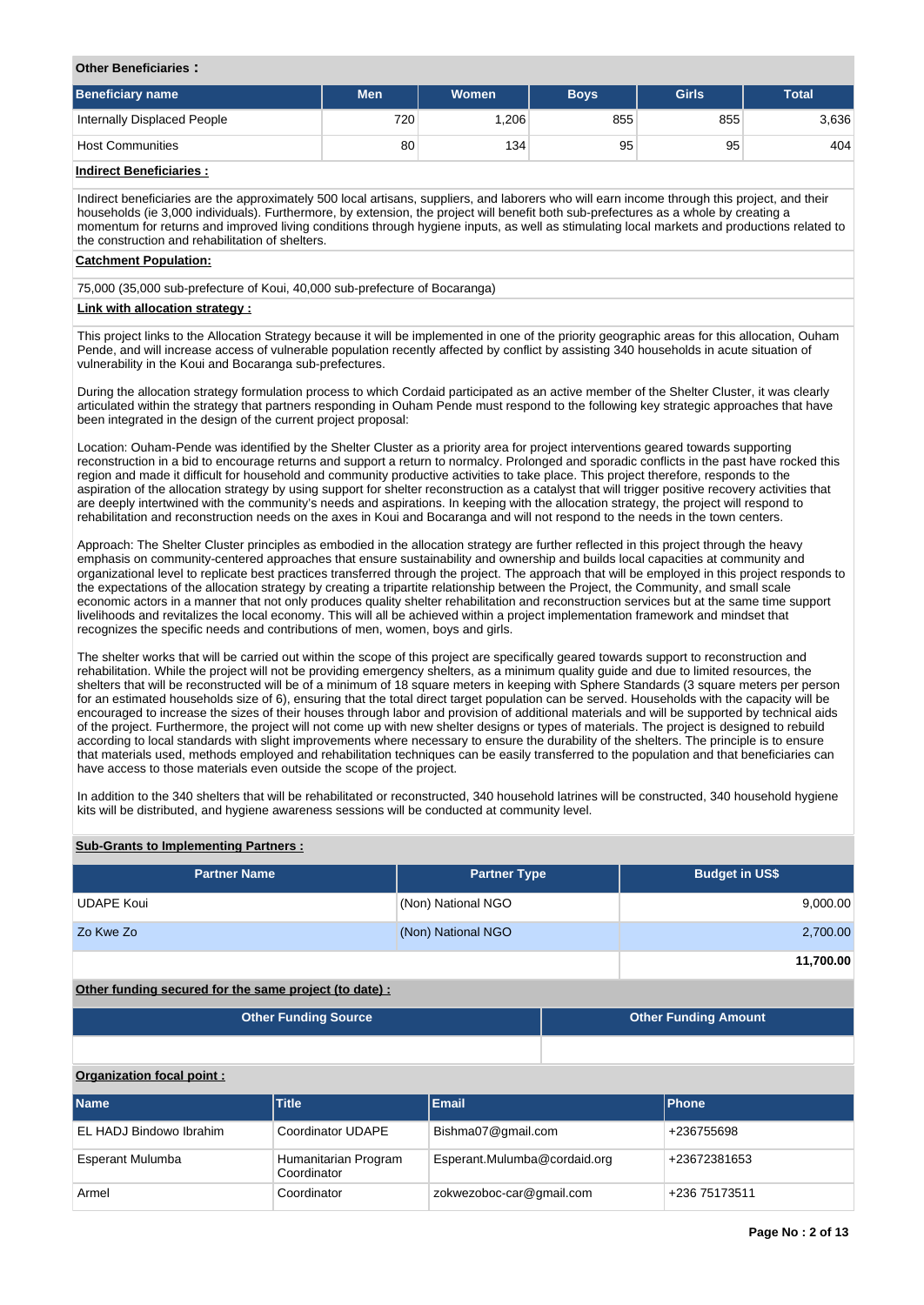**Other Beneficiaries :**

| Beneficiary name | Men | Women | Boys | Girls | Total |
|---|---|---|---|---|---|
| Internally Displaced People | 720 | 1,206 | 855 | 855 | 3,636 |
| Host Communities | 80 | 134 | 95 | 95 | 404 |

**Indirect Beneficiaries :**

Indirect beneficiaries are the approximately 500 local artisans, suppliers, and laborers who will earn income through this project, and their households (ie 3,000 individuals). Furthermore, by extension, the project will benefit both sub-prefectures as a whole by creating a momentum for returns and improved living conditions through hygiene inputs, as well as stimulating local markets and productions related to the construction and rehabilitation of shelters.

**Catchment Population:**

75,000 (35,000 sub-prefecture of Koui, 40,000 sub-prefecture of Bocaranga)

**Link with allocation strategy :**

This project links to the Allocation Strategy because it will be implemented in one of the priority geographic areas for this allocation, Ouham Pende, and will increase access of vulnerable population recently affected by conflict by assisting 340 households in acute situation of vulnerability in the Koui and Bocaranga sub-prefectures.

During the allocation strategy formulation process to which Cordaid participated as an active member of the Shelter Cluster, it was clearly articulated within the strategy that partners responding in Ouham Pende must respond to the following key strategic approaches that have been integrated in the design of the current project proposal:

Location: Ouham-Pende was identified by the Shelter Cluster as a priority area for project interventions geared towards supporting reconstruction in a bid to encourage returns and support a return to normalcy. Prolonged and sporadic conflicts in the past have rocked this region and made it difficult for household and community productive activities to take place. This project therefore, responds to the aspiration of the allocation strategy by using support for shelter reconstruction as a catalyst that will trigger positive recovery activities that are deeply intertwined with the community's needs and aspirations. In keeping with the allocation strategy, the project will respond to rehabilitation and reconstruction needs on the axes in Koui and Bocaranga and will not respond to the needs in the town centers.

Approach: The Shelter Cluster principles as embodied in the allocation strategy are further reflected in this project through the heavy emphasis on community-centered approaches that ensure sustainability and ownership and builds local capacities at community and organizational level to replicate best practices transferred through the project. The approach that will be employed in this project responds to the expectations of the allocation strategy by creating a tripartite relationship between the Project, the Community, and small scale economic actors in a manner that not only produces quality shelter rehabilitation and reconstruction services but at the same time support livelihoods and revitalizes the local economy. This will all be achieved within a project implementation framework and mindset that recognizes the specific needs and contributions of men, women, boys and girls.

The shelter works that will be carried out within the scope of this project are specifically geared towards support to reconstruction and rehabilitation. While the project will not be providing emergency shelters, as a minimum quality guide and due to limited resources, the shelters that will be reconstructed will be of a minimum of 18 square meters in keeping with Sphere Standards (3 square meters per person for an estimated households size of 6), ensuring that the total direct target population can be served. Households with the capacity will be encouraged to increase the sizes of their houses through labor and provision of additional materials and will be supported by technical aids of the project. Furthermore, the project will not come up with new shelter designs or types of materials. The project is designed to rebuild according to local standards with slight improvements where necessary to ensure the durability of the shelters. The principle is to ensure that materials used, methods employed and rehabilitation techniques can be easily transferred to the population and that beneficiaries can have access to those materials even outside the scope of the project.

In addition to the 340 shelters that will be rehabilitated or reconstructed, 340 household latrines will be constructed, 340 household hygiene kits will be distributed, and hygiene awareness sessions will be conducted at community level.

**Sub-Grants to Implementing Partners :**

| Partner Name | Partner Type | Budget in US$ |
|---|---|---|
| UDAPE Koui | (Non) National NGO | 9,000.00 |
| Zo Kwe Zo | (Non) National NGO | 2,700.00 |
| | | **11,700.00** |

**Other funding secured for the same project (to date) :**

| Other Funding Source | Other Funding Amount |
|---|---|
| | |

**Organization focal point :**

| Name | Title | Email | Phone |
|---|---|---|---|
| EL HADJ Bindowo Ibrahim | Coordinator UDAPE | Bishma07@gmail.com | +236755698 |
| Esperant Mulumba | Humanitarian Program Coordinator | Esperant.Mulumba@cordaid.org | +23672381653 |
| Armel | Coordinator | zokwezoboc-car@gmail.com | +236 75173511 |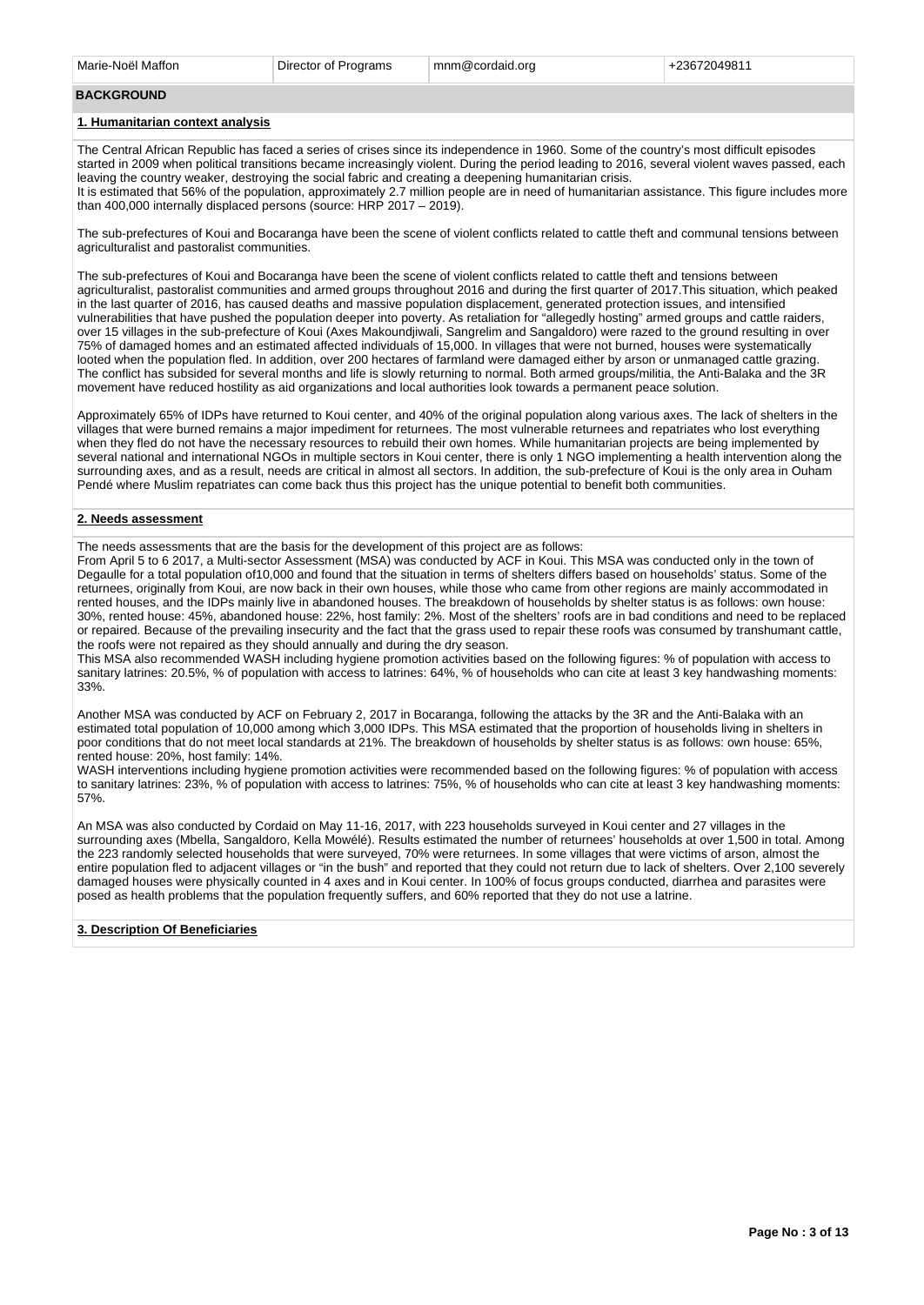| Marie-Noël Maffon | Director of Programs | mnm@cordaid.org | +23672049811 |
|---|---|---|---|

## BACKGROUND

### 1. Humanitarian context analysis

The Central African Republic has faced a series of crises since its independence in 1960. Some of the country's most difficult episodes started in 2009 when political transitions became increasingly violent. During the period leading to 2016, several violent waves passed, each leaving the country weaker, destroying the social fabric and creating a deepening humanitarian crisis.
It is estimated that 56% of the population, approximately 2.7 million people are in need of humanitarian assistance. This figure includes more than 400,000 internally displaced persons (source: HRP 2017 – 2019).

The sub-prefectures of Koui and Bocaranga have been the scene of violent conflicts related to cattle theft and communal tensions between agriculturalist and pastoralist communities.

The sub-prefectures of Koui and Bocaranga have been the scene of violent conflicts related to cattle theft and tensions between agriculturalist, pastoralist communities and armed groups throughout 2016 and during the first quarter of 2017.This situation, which peaked in the last quarter of 2016, has caused deaths and massive population displacement, generated protection issues, and intensified vulnerabilities that have pushed the population deeper into poverty. As retaliation for "allegedly hosting" armed groups and cattle raiders, over 15 villages in the sub-prefecture of Koui (Axes Makoundjiwali, Sangrelim and Sangaldoro) were razed to the ground resulting in over 75% of damaged homes and an estimated affected individuals of 15,000. In villages that were not burned, houses were systematically looted when the population fled. In addition, over 200 hectares of farmland were damaged either by arson or unmanaged cattle grazing. The conflict has subsided for several months and life is slowly returning to normal. Both armed groups/militia, the Anti-Balaka and the 3R movement have reduced hostility as aid organizations and local authorities look towards a permanent peace solution.

Approximately 65% of IDPs have returned to Koui center, and 40% of the original population along various axes. The lack of shelters in the villages that were burned remains a major impediment for returnees. The most vulnerable returnees and repatriates who lost everything when they fled do not have the necessary resources to rebuild their own homes. While humanitarian projects are being implemented by several national and international NGOs in multiple sectors in Koui center, there is only 1 NGO implementing a health intervention along the surrounding axes, and as a result, needs are critical in almost all sectors. In addition, the sub-prefecture of Koui is the only area in Ouham Pendé where Muslim repatriates can come back thus this project has the unique potential to benefit both communities.

### 2. Needs assessment

The needs assessments that are the basis for the development of this project are as follows:
From April 5 to 6 2017, a Multi-sector Assessment (MSA) was conducted by ACF in Koui. This MSA was conducted only in the town of Degaulle for a total population of10,000 and found that the situation in terms of shelters differs based on households' status. Some of the returnees, originally from Koui, are now back in their own houses, while those who came from other regions are mainly accommodated in rented houses, and the IDPs mainly live in abandoned houses. The breakdown of households by shelter status is as follows: own house: 30%, rented house: 45%, abandoned house: 22%, host family: 2%. Most of the shelters' roofs are in bad conditions and need to be replaced or repaired. Because of the prevailing insecurity and the fact that the grass used to repair these roofs was consumed by transhumant cattle, the roofs were not repaired as they should annually and during the dry season.
This MSA also recommended WASH including hygiene promotion activities based on the following figures: % of population with access to sanitary latrines: 20.5%, % of population with access to latrines: 64%, % of households who can cite at least 3 key handwashing moments: 33%.

Another MSA was conducted by ACF on February 2, 2017 in Bocaranga, following the attacks by the 3R and the Anti-Balaka with an estimated total population of 10,000 among which 3,000 IDPs. This MSA estimated that the proportion of households living in shelters in poor conditions that do not meet local standards at 21%. The breakdown of households by shelter status is as follows: own house: 65%, rented house: 20%, host family: 14%.
WASH interventions including hygiene promotion activities were recommended based on the following figures: % of population with access to sanitary latrines: 23%, % of population with access to latrines: 75%, % of households who can cite at least 3 key handwashing moments: 57%.

An MSA was also conducted by Cordaid on May 11-16, 2017, with 223 households surveyed in Koui center and 27 villages in the surrounding axes (Mbella, Sangaldoro, Kella Mowélé). Results estimated the number of returnees' households at over 1,500 in total. Among the 223 randomly selected households that were surveyed, 70% were returnees. In some villages that were victims of arson, almost the entire population fled to adjacent villages or "in the bush" and reported that they could not return due to lack of shelters. Over 2,100 severely damaged houses were physically counted in 4 axes and in Koui center. In 100% of focus groups conducted, diarrhea and parasites were posed as health problems that the population frequently suffers, and 60% reported that they do not use a latrine.

### 3. Description Of Beneficiaries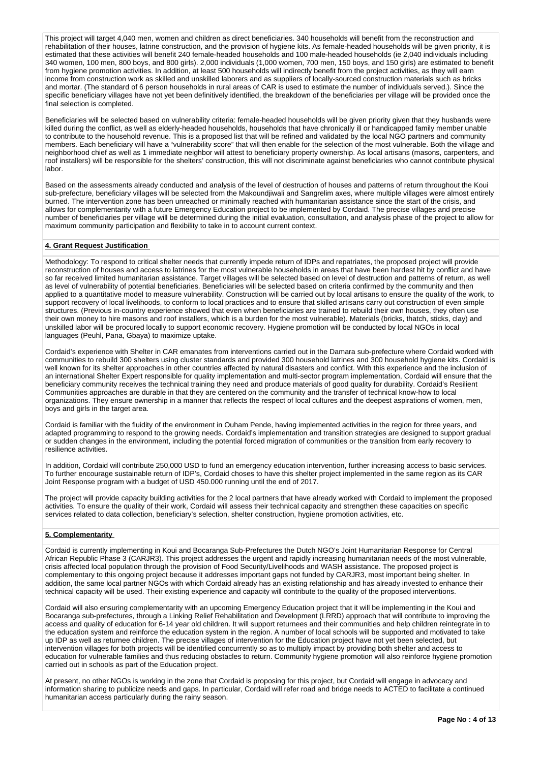This project will target 4,040 men, women and children as direct beneficiaries. 340 households will benefit from the reconstruction and rehabilitation of their houses, latrine construction, and the provision of hygiene kits. As female-headed households will be given priority, it is estimated that these activities will benefit 240 female-headed households and 100 male-headed households (ie 2,040 individuals including 340 women, 100 men, 800 boys, and 800 girls). 2,000 individuals (1,000 women, 700 men, 150 boys, and 150 girls) are estimated to benefit from hygiene promotion activities. In addition, at least 500 households will indirectly benefit from the project activities, as they will earn income from construction work as skilled and unskilled laborers and as suppliers of locally-sourced construction materials such as bricks and mortar. (The standard of 6 person households in rural areas of CAR is used to estimate the number of individuals served.). Since the specific beneficiary villages have not yet been definitively identified, the breakdown of the beneficiaries per village will be provided once the final selection is completed.

Beneficiaries will be selected based on vulnerability criteria: female-headed households will be given priority given that they husbands were killed during the conflict, as well as elderly-headed households, households that have chronically ill or handicapped family member unable to contribute to the household revenue. This is a proposed list that will be refined and validated by the local NGO partners and community members. Each beneficiary will have a "vulnerability score" that will then enable for the selection of the most vulnerable. Both the village and neighborhood chief as well as 1 immediate neighbor will attest to beneficiary property ownership. As local artisans (masons, carpenters, and roof installers) will be responsible for the shelters' construction, this will not discriminate against beneficiaries who cannot contribute physical labor.

Based on the assessments already conducted and analysis of the level of destruction of houses and patterns of return throughout the Koui sub-prefecture, beneficiary villages will be selected from the Makoundjiwali and Sangrelim axes, where multiple villages were almost entirely burned. The intervention zone has been unreached or minimally reached with humanitarian assistance since the start of the crisis, and allows for complementarity with a future Emergency Education project to be implemented by Cordaid. The precise villages and precise number of beneficiaries per village will be determined during the initial evaluation, consultation, and analysis phase of the project to allow for maximum community participation and flexibility to take in to account current context.

## 4. Grant Request Justification

Methodology: To respond to critical shelter needs that currently impede return of IDPs and repatriates, the proposed project will provide reconstruction of houses and access to latrines for the most vulnerable households in areas that have been hardest hit by conflict and have so far received limited humanitarian assistance. Target villages will be selected based on level of destruction and patterns of return, as well as level of vulnerability of potential beneficiaries. Beneficiaries will be selected based on criteria confirmed by the community and then applied to a quantitative model to measure vulnerability. Construction will be carried out by local artisans to ensure the quality of the work, to support recovery of local livelihoods, to conform to local practices and to ensure that skilled artisans carry out construction of even simple structures. (Previous in-country experience showed that even when beneficiaries are trained to rebuild their own houses, they often use their own money to hire masons and roof installers, which is a burden for the most vulnerable). Materials (bricks, thatch, sticks, clay) and unskilled labor will be procured locally to support economic recovery. Hygiene promotion will be conducted by local NGOs in local languages (Peuhl, Pana, Gbaya) to maximize uptake.

Cordaid's experience with Shelter in CAR emanates from interventions carried out in the Damara sub-prefecture where Cordaid worked with communities to rebuild 300 shelters using cluster standards and provided 300 household latrines and 300 household hygiene kits. Cordaid is well known for its shelter approaches in other countries affected by natural disasters and conflict. With this experience and the inclusion of an international Shelter Expert responsible for quality implementation and multi-sector program implementation, Cordaid will ensure that the beneficiary community receives the technical training they need and produce materials of good quality for durability. Cordaid's Resilient Communities approaches are durable in that they are centered on the community and the transfer of technical know-how to local organizations. They ensure ownership in a manner that reflects the respect of local cultures and the deepest aspirations of women, men, boys and girls in the target area.

Cordaid is familiar with the fluidity of the environment in Ouham Pende, having implemented activities in the region for three years, and adapted programming to respond to the growing needs. Cordaid's implementation and transition strategies are designed to support gradual or sudden changes in the environment, including the potential forced migration of communities or the transition from early recovery to resilience activities.

In addition, Cordaid will contribute 250,000 USD to fund an emergency education intervention, further increasing access to basic services. To further encourage sustainable return of IDP's, Cordaid choses to have this shelter project implemented in the same region as its CAR Joint Response program with a budget of USD 450.000 running until the end of 2017.

The project will provide capacity building activities for the 2 local partners that have already worked with Cordaid to implement the proposed activities. To ensure the quality of their work, Cordaid will assess their technical capacity and strengthen these capacities on specific services related to data collection, beneficiary's selection, shelter construction, hygiene promotion activities, etc.

## 5. Complementarity

Cordaid is currently implementing in Koui and Bocaranga Sub-Prefectures the Dutch NGO's Joint Humanitarian Response for Central African Republic Phase 3 (CARJR3). This project addresses the urgent and rapidly increasing humanitarian needs of the most vulnerable, crisis affected local population through the provision of Food Security/Livelihoods and WASH assistance. The proposed project is complementary to this ongoing project because it addresses important gaps not funded by CARJR3, most important being shelter. In addition, the same local partner NGOs with which Cordaid already has an existing relationship and has already invested to enhance their technical capacity will be used. Their existing experience and capacity will contribute to the quality of the proposed interventions.

Cordaid will also ensuring complementarity with an upcoming Emergency Education project that it will be implementing in the Koui and Bocaranga sub-prefectures, through a Linking Relief Rehabilitation and Development (LRRD) approach that will contribute to improving the access and quality of education for 6-14 year old children. It will support returnees and their communities and help children reintegrate in to the education system and reinforce the education system in the region. A number of local schools will be supported and motivated to take up IDP as well as returnee children. The precise villages of intervention for the Education project have not yet been selected, but intervention villages for both projects will be identified concurrently so as to multiply impact by providing both shelter and access to education for vulnerable families and thus reducing obstacles to return. Community hygiene promotion will also reinforce hygiene promotion carried out in schools as part of the Education project.

At present, no other NGOs is working in the zone that Cordaid is proposing for this project, but Cordaid will engage in advocacy and information sharing to publicize needs and gaps. In particular, Cordaid will refer road and bridge needs to ACTED to facilitate a continued humanitarian access particularly during the rainy season.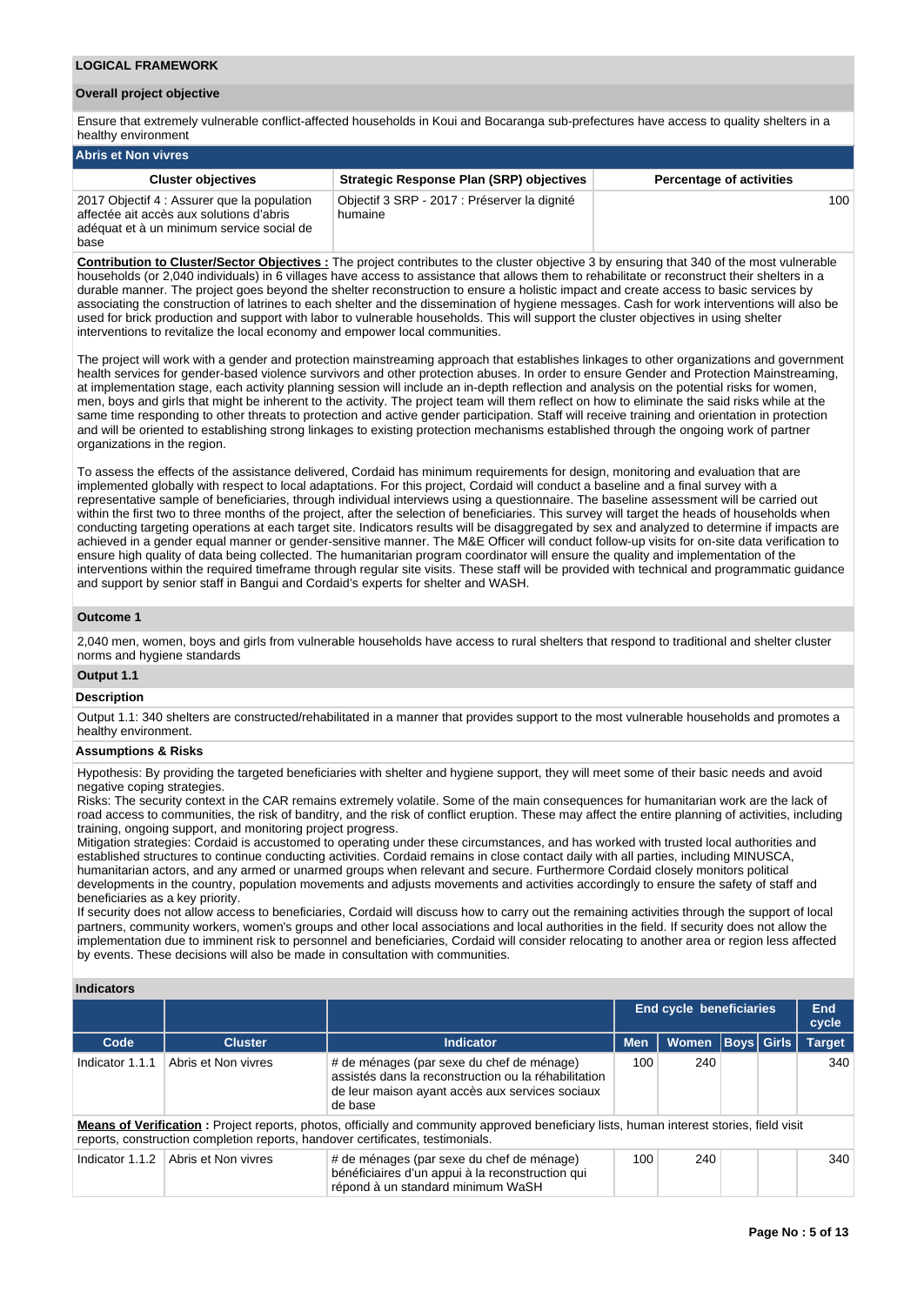## LOGICAL FRAMEWORK

### Overall project objective

Ensure that extremely vulnerable conflict-affected households in Koui and Bocaranga sub-prefectures have access to quality shelters in a healthy environment

**Abris et Non vivres**

| Cluster objectives | Strategic Response Plan (SRP) objectives | Percentage of activities |
|---|---|---|
| 2017 Objectif 4 : Assurer que la population affectée ait accès aux solutions d'abris adéquat et à un minimum service social de base | Objectif 3 SRP - 2017 : Préserver la dignité humaine | 100 |

**Contribution to Cluster/Sector Objectives :** The project contributes to the cluster objective 3 by ensuring that 340 of the most vulnerable households (or 2,040 individuals) in 6 villages have access to assistance that allows them to rehabilitate or reconstruct their shelters in a durable manner. The project goes beyond the shelter reconstruction to ensure a holistic impact and create access to basic services by associating the construction of latrines to each shelter and the dissemination of hygiene messages. Cash for work interventions will also be used for brick production and support with labor to vulnerable households. This will support the cluster objectives in using shelter interventions to revitalize the local economy and empower local communities.

The project will work with a gender and protection mainstreaming approach that establishes linkages to other organizations and government health services for gender-based violence survivors and other protection abuses. In order to ensure Gender and Protection Mainstreaming, at implementation stage, each activity planning session will include an in-depth reflection and analysis on the potential risks for women, men, boys and girls that might be inherent to the activity. The project team will them reflect on how to eliminate the said risks while at the same time responding to other threats to protection and active gender participation. Staff will receive training and orientation in protection and will be oriented to establishing strong linkages to existing protection mechanisms established through the ongoing work of partner organizations in the region.

To assess the effects of the assistance delivered, Cordaid has minimum requirements for design, monitoring and evaluation that are implemented globally with respect to local adaptations. For this project, Cordaid will conduct a baseline and a final survey with a representative sample of beneficiaries, through individual interviews using a questionnaire. The baseline assessment will be carried out within the first two to three months of the project, after the selection of beneficiaries. This survey will target the heads of households when conducting targeting operations at each target site. Indicators results will be disaggregated by sex and analyzed to determine if impacts are achieved in a gender equal manner or gender-sensitive manner. The M&E Officer will conduct follow-up visits for on-site data verification to ensure high quality of data being collected. The humanitarian program coordinator will ensure the quality and implementation of the interventions within the required timeframe through regular site visits. These staff will be provided with technical and programmatic guidance and support by senior staff in Bangui and Cordaid's experts for shelter and WASH.

### Outcome 1

2,040 men, women, boys and girls from vulnerable households have access to rural shelters that respond to traditional and shelter cluster norms and hygiene standards

### Output 1.1

**Description**

Output 1.1: 340 shelters are constructed/rehabilitated in a manner that provides support to the most vulnerable households and promotes a healthy environment.

**Assumptions & Risks**

Hypothesis: By providing the targeted beneficiaries with shelter and hygiene support, they will meet some of their basic needs and avoid negative coping strategies.
Risks: The security context in the CAR remains extremely volatile. Some of the main consequences for humanitarian work are the lack of road access to communities, the risk of banditry, and the risk of conflict eruption. These may affect the entire planning of activities, including training, ongoing support, and monitoring project progress.
Mitigation strategies: Cordaid is accustomed to operating under these circumstances, and has worked with trusted local authorities and established structures to continue conducting activities. Cordaid remains in close contact daily with all parties, including MINUSCA, humanitarian actors, and any armed or unarmed groups when relevant and secure. Furthermore Cordaid closely monitors political developments in the country, population movements and adjusts movements and activities accordingly to ensure the safety of staff and beneficiaries as a key priority.
If security does not allow access to beneficiaries, Cordaid will discuss how to carry out the remaining activities through the support of local partners, community workers, women's groups and other local associations and local authorities in the field. If security does not allow the implementation due to imminent risk to personnel and beneficiaries, Cordaid will consider relocating to another area or region less affected by events. These decisions will also be made in consultation with communities.

**Indicators**

| | | | End cycle beneficiaries | | | | End cycle |
|---|---|---|---|---|---|---|---|
| Code | Cluster | Indicator | Men | Women | Boys | Girls | Target |
| Indicator 1.1.1 | Abris et Non vivres | # de ménages (par sexe du chef de ménage) assistés dans la reconstruction ou la réhabilitation de leur maison ayant accès aux services sociaux de base | 100 | 240 | | | 340 |

**Means of Verification :** Project reports, photos, officially and community approved beneficiary lists, human interest stories, field visit reports, construction completion reports, handover certificates, testimonials.

| Code | Cluster | Indicator | Men | Women | Boys | Girls | Target |
|---|---|---|---|---|---|---|---|
| Indicator 1.1.2 | Abris et Non vivres | # de ménages (par sexe du chef de ménage) bénéficiaires d'un appui à la reconstruction qui répond à un standard minimum WaSH | 100 | 240 | | | 340 |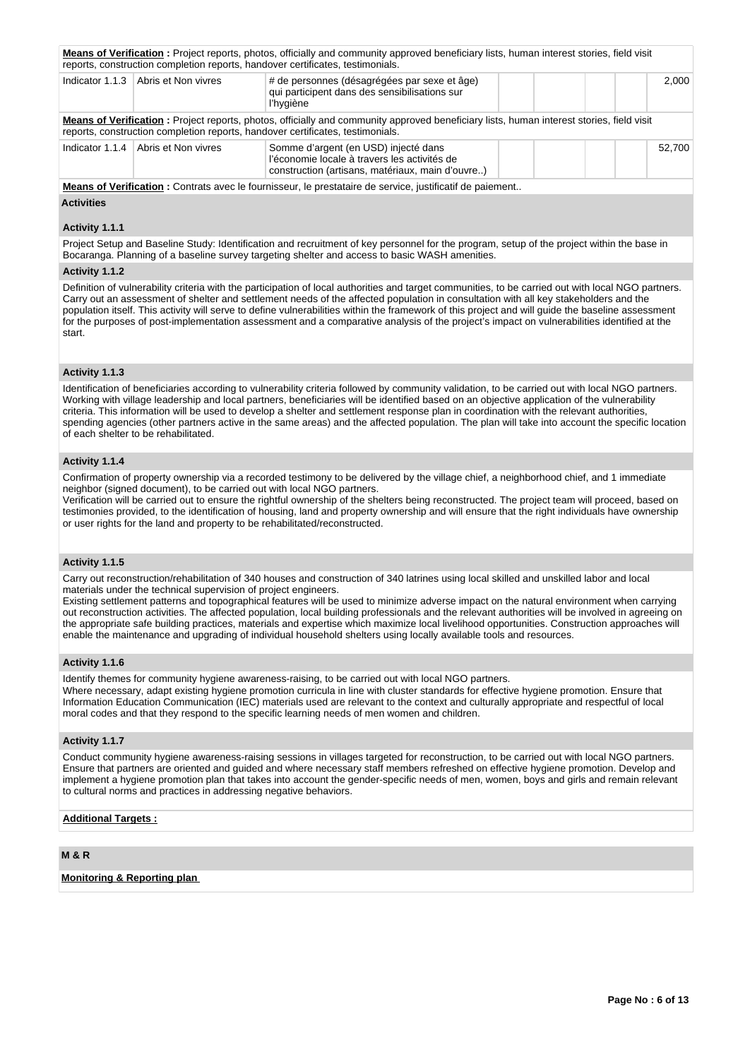**Means of Verification :** Project reports, photos, officially and community approved beneficiary lists, human interest stories, field visit reports, construction completion reports, handover certificates, testimonials.

| Indicator 1.1.3 | Abris et Non vivres | # de personnes (désagrégées par sexe et âge) qui participent dans des sensibilisations sur l'hygiène | | | | | 2,000 |
|---|---|---|---|---|---|---|---|

**Means of Verification :** Project reports, photos, officially and community approved beneficiary lists, human interest stories, field visit reports, construction completion reports, handover certificates, testimonials.

| Indicator 1.1.4 | Abris et Non vivres | Somme d'argent (en USD) injecté dans l'économie locale à travers les activités de construction (artisans, matériaux, main d'ouvre..) | | | | | 52,700 |
|---|---|---|---|---|---|---|---|

**Means of Verification :** Contrats avec le fournisseur, le prestataire de service, justificatif de paiement..

**Activities**

**Activity 1.1.1**

Project Setup and Baseline Study: Identification and recruitment of key personnel for the program, setup of the project within the base in Bocaranga. Planning of a baseline survey targeting shelter and access to basic WASH amenities.

**Activity 1.1.2**

Definition of vulnerability criteria with the participation of local authorities and target communities, to be carried out with local NGO partners. Carry out an assessment of shelter and settlement needs of the affected population in consultation with all key stakeholders and the population itself. This activity will serve to define vulnerabilities within the framework of this project and will guide the baseline assessment for the purposes of post-implementation assessment and a comparative analysis of the project's impact on vulnerabilities identified at the start.

**Activity 1.1.3**

Identification of beneficiaries according to vulnerability criteria followed by community validation, to be carried out with local NGO partners. Working with village leadership and local partners, beneficiaries will be identified based on an objective application of the vulnerability criteria. This information will be used to develop a shelter and settlement response plan in coordination with the relevant authorities, spending agencies (other partners active in the same areas) and the affected population. The plan will take into account the specific location of each shelter to be rehabilitated.

**Activity 1.1.4**

Confirmation of property ownership via a recorded testimony to be delivered by the village chief, a neighborhood chief, and 1 immediate neighbor (signed document), to be carried out with local NGO partners.
Verification will be carried out to ensure the rightful ownership of the shelters being reconstructed. The project team will proceed, based on testimonies provided, to the identification of housing, land and property ownership and will ensure that the right individuals have ownership or user rights for the land and property to be rehabilitated/reconstructed.

**Activity 1.1.5**

Carry out reconstruction/rehabilitation of 340 houses and construction of 340 latrines using local skilled and unskilled labor and local materials under the technical supervision of project engineers.
Existing settlement patterns and topographical features will be used to minimize adverse impact on the natural environment when carrying out reconstruction activities. The affected population, local building professionals and the relevant authorities will be involved in agreeing on the appropriate safe building practices, materials and expertise which maximize local livelihood opportunities. Construction approaches will enable the maintenance and upgrading of individual household shelters using locally available tools and resources.

**Activity 1.1.6**

Identify themes for community hygiene awareness-raising, to be carried out with local NGO partners.
Where necessary, adapt existing hygiene promotion curricula in line with cluster standards for effective hygiene promotion. Ensure that Information Education Communication (IEC) materials used are relevant to the context and culturally appropriate and respectful of local moral codes and that they respond to the specific learning needs of men women and children.

**Activity 1.1.7**

Conduct community hygiene awareness-raising sessions in villages targeted for reconstruction, to be carried out with local NGO partners. Ensure that partners are oriented and guided and where necessary staff members refreshed on effective hygiene promotion. Develop and implement a hygiene promotion plan that takes into account the gender-specific needs of men, women, boys and girls and remain relevant to cultural norms and practices in addressing negative behaviors.

**Additional Targets :**

**M & R**

**Monitoring & Reporting plan**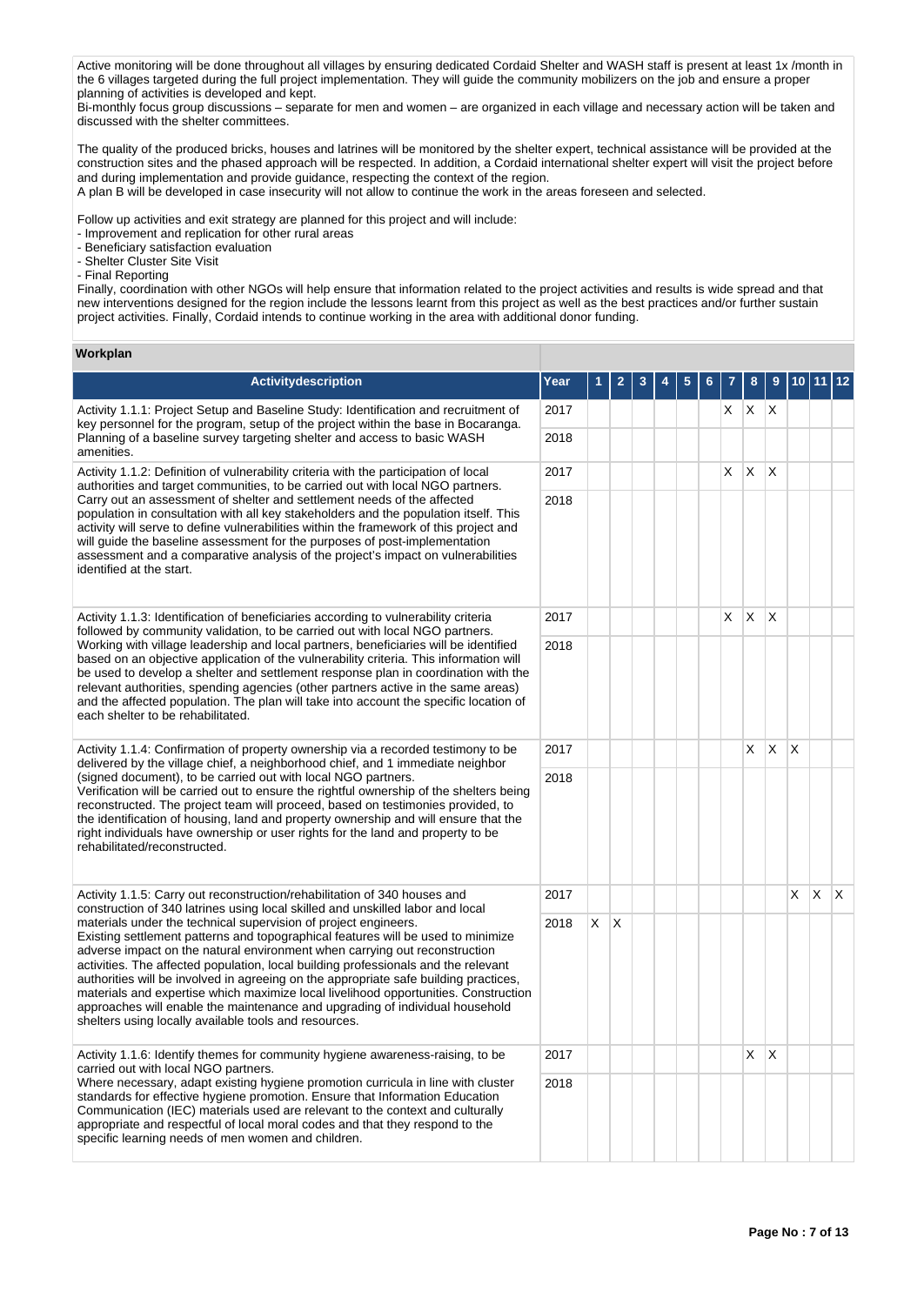Active monitoring will be done throughout all villages by ensuring dedicated Cordaid Shelter and WASH staff is present at least 1x /month in the 6 villages targeted during the full project implementation. They will guide the community mobilizers on the job and ensure a proper planning of activities is developed and kept.
Bi-monthly focus group discussions – separate for men and women – are organized in each village and necessary action will be taken and discussed with the shelter committees.

The quality of the produced bricks, houses and latrines will be monitored by the shelter expert, technical assistance will be provided at the construction sites and the phased approach will be respected. In addition, a Cordaid international shelter expert will visit the project before and during implementation and provide guidance, respecting the context of the region.
A plan B will be developed in case insecurity will not allow to continue the work in the areas foreseen and selected.

Follow up activities and exit strategy are planned for this project and will include:
- Improvement and replication for other rural areas
- Beneficiary satisfaction evaluation
- Shelter Cluster Site Visit
- Final Reporting

Finally, coordination with other NGOs will help ensure that information related to the project activities and results is wide spread and that new interventions designed for the region include the lessons learnt from this project as well as the best practices and/or further sustain project activities. Finally, Cordaid intends to continue working in the area with additional donor funding.

**Workplan**

| Activitydescription | Year | 1 | 2 | 3 | 4 | 5 | 6 | 7 | 8 | 9 | 10 | 11 | 12 |
|---|---|---|---|---|---|---|---|---|---|---|---|---|---|
| Activity 1.1.1: Project Setup and Baseline Study: Identification and recruitment of key personnel for the program, setup of the project within the base in Bocaranga. Planning of a baseline survey targeting shelter and access to basic WASH amenities. | 2017 | | | | | | | X | X | X | | | |
| | 2018 | | | | | | | | | | | | |
| Activity 1.1.2: Definition of vulnerability criteria with the participation of local authorities and target communities, to be carried out with local NGO partners. Carry out an assessment of shelter and settlement needs of the affected population in consultation with all key stakeholders and the population itself. This activity will serve to define vulnerabilities within the framework of this project and will guide the baseline assessment for the purposes of post-implementation assessment and a comparative analysis of the project's impact on vulnerabilities identified at the start. | 2017 | | | | | | | X | X | X | | | |
| | 2018 | | | | | | | | | | | | |
| Activity 1.1.3: Identification of beneficiaries according to vulnerability criteria followed by community validation, to be carried out with local NGO partners. Working with village leadership and local partners, beneficiaries will be identified based on an objective application of the vulnerability criteria. This information will be used to develop a shelter and settlement response plan in coordination with the relevant authorities, spending agencies (other partners active in the same areas) and the affected population. The plan will take into account the specific location of each shelter to be rehabilitated. | 2017 | | | | | | | X | X | X | | | |
| | 2018 | | | | | | | | | | | | |
| Activity 1.1.4: Confirmation of property ownership via a recorded testimony to be delivered by the village chief, a neighborhood chief, and 1 immediate neighbor (signed document), to be carried out with local NGO partners. Verification will be carried out to ensure the rightful ownership of the shelters being reconstructed. The project team will proceed, based on testimonies provided, to the identification of housing, land and property ownership and will ensure that the right individuals have ownership or user rights for the land and property to be rehabilitated/reconstructed. | 2017 | | | | | | | | X | X | X | | |
| | 2018 | | | | | | | | | | | | |
| Activity 1.1.5: Carry out reconstruction/rehabilitation of 340 houses and construction of 340 latrines using local skilled and unskilled labor and local materials under the technical supervision of project engineers. Existing settlement patterns and topographical features will be used to minimize adverse impact on the natural environment when carrying out reconstruction activities. The affected population, local building professionals and the relevant authorities will be involved in agreeing on the appropriate safe building practices, materials and expertise which maximize local livelihood opportunities. Construction approaches will enable the maintenance and upgrading of individual household shelters using locally available tools and resources. | 2017 | | | | | | | | | | X | X | X |
| | 2018 | X | X | | | | | | | | | | |
| Activity 1.1.6: Identify themes for community hygiene awareness-raising, to be carried out with local NGO partners. Where necessary, adapt existing hygiene promotion curricula in line with cluster standards for effective hygiene promotion. Ensure that Information Education Communication (IEC) materials used are relevant to the context and culturally appropriate and respectful of local moral codes and that they respond to the specific learning needs of men women and children. | 2017 | | | | | | | | X | X | | | |
| | 2018 | | | | | | | | | | | | |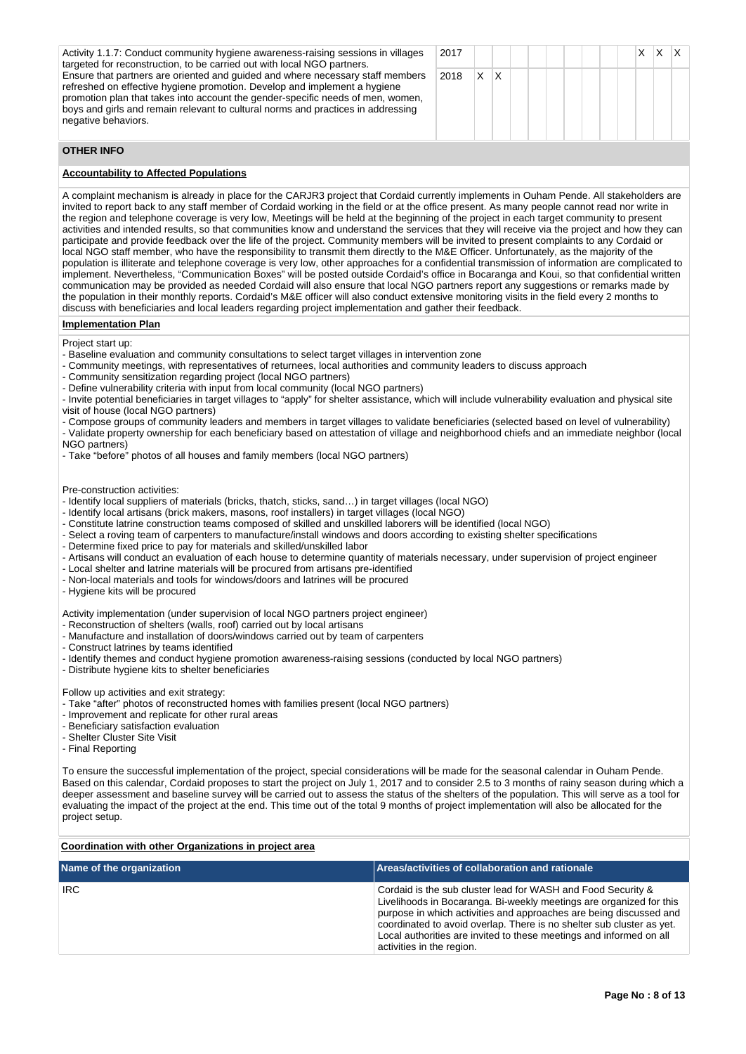| Activity | Year | 1 | 2 | 3 | 4 | 5 | 6 | 7 | 8 | 9 | 10 | 11 | 12 |
|---|---|---|---|---|---|---|---|---|---|---|---|---|---|
| Activity 1.1.7: Conduct community hygiene awareness-raising sessions in villages targeted for reconstruction, to be carried out with local NGO partners. Ensure that partners are oriented and guided and where necessary staff members refreshed on effective hygiene promotion. Develop and implement a hygiene promotion plan that takes into account the gender-specific needs of men, women, boys and girls and remain relevant to cultural norms and practices in addressing negative behaviors. | 2017 | | | | | | | | | | X | X | X |
| | 2018 | X | X | | | | | | | | | | |

## OTHER INFO

### Accountability to Affected Populations

A complaint mechanism is already in place for the CARJR3 project that Cordaid currently implements in Ouham Pende. All stakeholders are invited to report back to any staff member of Cordaid working in the field or at the office present. As many people cannot read nor write in the region and telephone coverage is very low, Meetings will be held at the beginning of the project in each target community to present activities and intended results, so that communities know and understand the services that they will receive via the project and how they can participate and provide feedback over the life of the project. Community members will be invited to present complaints to any Cordaid or local NGO staff member, who have the responsibility to transmit them directly to the M&E Officer. Unfortunately, as the majority of the population is illiterate and telephone coverage is very low, other approaches for a confidential transmission of information are complicated to implement. Nevertheless, "Communication Boxes" will be posted outside Cordaid's office in Bocaranga and Koui, so that confidential written communication may be provided as needed Cordaid will also ensure that local NGO partners report any suggestions or remarks made by the population in their monthly reports. Cordaid's M&E officer will also conduct extensive monitoring visits in the field every 2 months to discuss with beneficiaries and local leaders regarding project implementation and gather their feedback.

### Implementation Plan

Project start up:
- Baseline evaluation and community consultations to select target villages in intervention zone
- Community meetings, with representatives of returnees, local authorities and community leaders to discuss approach
- Community sensitization regarding project (local NGO partners)
- Define vulnerability criteria with input from local community (local NGO partners)
- Invite potential beneficiaries in target villages to "apply" for shelter assistance, which will include vulnerability evaluation and physical site visit of house (local NGO partners)
- Compose groups of community leaders and members in target villages to validate beneficiaries (selected based on level of vulnerability)
- Validate property ownership for each beneficiary based on attestation of village and neighborhood chiefs and an immediate neighbor (local NGO partners)
- Take "before" photos of all houses and family members (local NGO partners)

Pre-construction activities:
- Identify local suppliers of materials (bricks, thatch, sticks, sand…) in target villages (local NGO)
- Identify local artisans (brick makers, masons, roof installers) in target villages (local NGO)
- Constitute latrine construction teams composed of skilled and unskilled laborers will be identified (local NGO)
- Select a roving team of carpenters to manufacture/install windows and doors according to existing shelter specifications
- Determine fixed price to pay for materials and skilled/unskilled labor
- Artisans will conduct an evaluation of each house to determine quantity of materials necessary, under supervision of project engineer
- Local shelter and latrine materials will be procured from artisans pre-identified
- Non-local materials and tools for windows/doors and latrines will be procured
- Hygiene kits will be procured

Activity implementation (under supervision of local NGO partners project engineer)
- Reconstruction of shelters (walls, roof) carried out by local artisans
- Manufacture and installation of doors/windows carried out by team of carpenters
- Construct latrines by teams identified
- Identify themes and conduct hygiene promotion awareness-raising sessions (conducted by local NGO partners)
- Distribute hygiene kits to shelter beneficiaries

Follow up activities and exit strategy:
- Take "after" photos of reconstructed homes with families present (local NGO partners)
- Improvement and replicate for other rural areas
- Beneficiary satisfaction evaluation
- Shelter Cluster Site Visit
- Final Reporting

To ensure the successful implementation of the project, special considerations will be made for the seasonal calendar in Ouham Pende. Based on this calendar, Cordaid proposes to start the project on July 1, 2017 and to consider 2.5 to 3 months of rainy season during which a deeper assessment and baseline survey will be carried out to assess the status of the shelters of the population. This will serve as a tool for evaluating the impact of the project at the end. This time out of the total 9 months of project implementation will also be allocated for the project setup.

### Coordination with other Organizations in project area

| Name of the organization | Areas/activities of collaboration and rationale |
|---|---|
| IRC | Cordaid is the sub cluster lead for WASH and Food Security & Livelihoods in Bocaranga. Bi-weekly meetings are organized for this purpose in which activities and approaches are being discussed and coordinated to avoid overlap. There is no shelter sub cluster as yet. Local authorities are invited to these meetings and informed on all activities in the region. |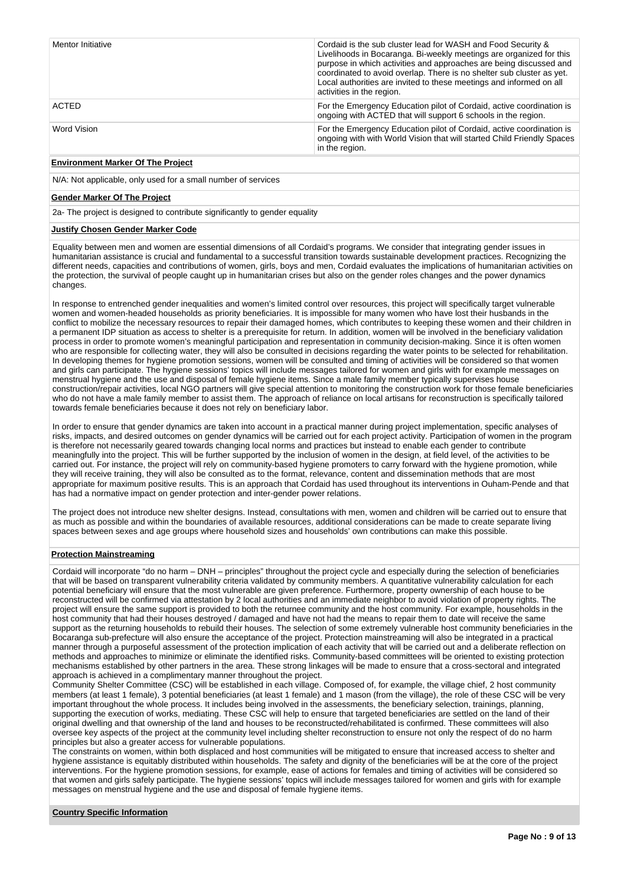| | |
|---|---|
| Mentor Initiative | Cordaid is the sub cluster lead for WASH and Food Security & Livelihoods in Bocaranga. Bi-weekly meetings are organized for this purpose in which activities and approaches are being discussed and coordinated to avoid overlap. There is no shelter sub cluster as yet. Local authorities are invited to these meetings and informed on all activities in the region. |
| ACTED | For the Emergency Education pilot of Cordaid, active coordination is ongoing with ACTED that will support 6 schools in the region. |
| Word Vision | For the Emergency Education pilot of Cordaid, active coordination is ongoing with with World Vision that will started Child Friendly Spaces in the region. |

**Environment Marker Of The Project**

N/A: Not applicable, only used for a small number of services

**Gender Marker Of The Project**

2a- The project is designed to contribute significantly to gender equality

**Justify Chosen Gender Marker Code**

Equality between men and women are essential dimensions of all Cordaid's programs. We consider that integrating gender issues in humanitarian assistance is crucial and fundamental to a successful transition towards sustainable development practices. Recognizing the different needs, capacities and contributions of women, girls, boys and men, Cordaid evaluates the implications of humanitarian activities on the protection, the survival of people caught up in humanitarian crises but also on the gender roles changes and the power dynamics changes.

In response to entrenched gender inequalities and women's limited control over resources, this project will specifically target vulnerable women and women-headed households as priority beneficiaries. It is impossible for many women who have lost their husbands in the conflict to mobilize the necessary resources to repair their damaged homes, which contributes to keeping these women and their children in a permanent IDP situation as access to shelter is a prerequisite for return. In addition, women will be involved in the beneficiary validation process in order to promote women's meaningful participation and representation in community decision-making. Since it is often women who are responsible for collecting water, they will also be consulted in decisions regarding the water points to be selected for rehabilitation. In developing themes for hygiene promotion sessions, women will be consulted and timing of activities will be considered so that women and girls can participate. The hygiene sessions' topics will include messages tailored for women and girls with for example messages on menstrual hygiene and the use and disposal of female hygiene items. Since a male family member typically supervises house construction/repair activities, local NGO partners will give special attention to monitoring the construction work for those female beneficiaries who do not have a male family member to assist them. The approach of reliance on local artisans for reconstruction is specifically tailored towards female beneficiaries because it does not rely on beneficiary labor.

In order to ensure that gender dynamics are taken into account in a practical manner during project implementation, specific analyses of risks, impacts, and desired outcomes on gender dynamics will be carried out for each project activity. Participation of women in the program is therefore not necessarily geared towards changing local norms and practices but instead to enable each gender to contribute meaningfully into the project. This will be further supported by the inclusion of women in the design, at field level, of the activities to be carried out. For instance, the project will rely on community-based hygiene promoters to carry forward with the hygiene promotion, while they will receive training, they will also be consulted as to the format, relevance, content and dissemination methods that are most appropriate for maximum positive results. This is an approach that Cordaid has used throughout its interventions in Ouham-Pende and that has had a normative impact on gender protection and inter-gender power relations.

The project does not introduce new shelter designs. Instead, consultations with men, women and children will be carried out to ensure that as much as possible and within the boundaries of available resources, additional considerations can be made to create separate living spaces between sexes and age groups where household sizes and households' own contributions can make this possible.

**Protection Mainstreaming**

Cordaid will incorporate "do no harm – DNH – principles" throughout the project cycle and especially during the selection of beneficiaries that will be based on transparent vulnerability criteria validated by community members. A quantitative vulnerability calculation for each potential beneficiary will ensure that the most vulnerable are given preference. Furthermore, property ownership of each house to be reconstructed will be confirmed via attestation by 2 local authorities and an immediate neighbor to avoid violation of property rights. The project will ensure the same support is provided to both the returnee community and the host community. For example, households in the host community that had their houses destroyed / damaged and have not had the means to repair them to date will receive the same support as the returning households to rebuild their houses. The selection of some extremely vulnerable host community beneficiaries in the Bocaranga sub-prefecture will also ensure the acceptance of the project. Protection mainstreaming will also be integrated in a practical manner through a purposeful assessment of the protection implication of each activity that will be carried out and a deliberate reflection on methods and approaches to minimize or eliminate the identified risks. Community-based committees will be oriented to existing protection mechanisms established by other partners in the area. These strong linkages will be made to ensure that a cross-sectoral and integrated approach is achieved in a complimentary manner throughout the project.
Community Shelter Committee (CSC) will be established in each village. Composed of, for example, the village chief, 2 host community members (at least 1 female), 3 potential beneficiaries (at least 1 female) and 1 mason (from the village), the role of these CSC will be very important throughout the whole process. It includes being involved in the assessments, the beneficiary selection, trainings, planning, supporting the execution of works, mediating. These CSC will help to ensure that targeted beneficiaries are settled on the land of their original dwelling and that ownership of the land and houses to be reconstructed/rehabilitated is confirmed. These committees will also oversee key aspects of the project at the community level including shelter reconstruction to ensure not only the respect of do no harm principles but also a greater access for vulnerable populations.
The constraints on women, within both displaced and host communities will be mitigated to ensure that increased access to shelter and hygiene assistance is equitably distributed within households. The safety and dignity of the beneficiaries will be at the core of the project interventions. For the hygiene promotion sessions, for example, ease of actions for females and timing of activities will be considered so that women and girls safely participate. The hygiene sessions' topics will include messages tailored for women and girls with for example messages on menstrual hygiene and the use and disposal of female hygiene items.

**Country Specific Information**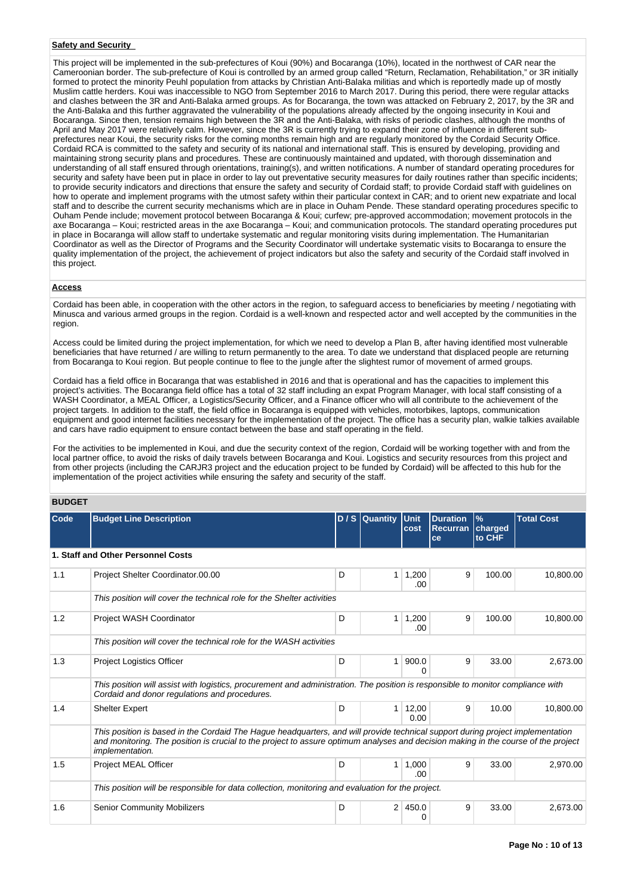**Safety and Security**

This project will be implemented in the sub-prefectures of Koui (90%) and Bocaranga (10%), located in the northwest of CAR near the Cameroonian border. The sub-prefecture of Koui is controlled by an armed group called "Return, Reclamation, Rehabilitation," or 3R initially formed to protect the minority Peuhl population from attacks by Christian Anti-Balaka militias and which is reportedly made up of mostly Muslim cattle herders. Koui was inaccessible to NGO from September 2016 to March 2017. During this period, there were regular attacks and clashes between the 3R and Anti-Balaka armed groups. As for Bocaranga, the town was attacked on February 2, 2017, by the 3R and the Anti-Balaka and this further aggravated the vulnerability of the populations already affected by the ongoing insecurity in Koui and Bocaranga. Since then, tension remains high between the 3R and the Anti-Balaka, with risks of periodic clashes, although the months of April and May 2017 were relatively calm. However, since the 3R is currently trying to expand their zone of influence in different sub-prefectures near Koui, the security risks for the coming months remain high and are regularly monitored by the Cordaid Security Office. Cordaid RCA is committed to the safety and security of its national and international staff. This is ensured by developing, providing and maintaining strong security plans and procedures. These are continuously maintained and updated, with thorough dissemination and understanding of all staff ensured through orientations, training(s), and written notifications. A number of standard operating procedures for security and safety have been put in place in order to lay out preventative security measures for daily routines rather than specific incidents; to provide security indicators and directions that ensure the safety and security of Cordaid staff; to provide Cordaid staff with guidelines on how to operate and implement programs with the utmost safety within their particular context in CAR; and to orient new expatriate and local staff and to describe the current security mechanisms which are in place in Ouham Pende. These standard operating procedures specific to Ouham Pende include; movement protocol between Bocaranga & Koui; curfew; pre-approved accommodation; movement protocols in the axe Bocaranga – Koui; restricted areas in the axe Bocaranga – Koui; and communication protocols. The standard operating procedures put in place in Bocaranga will allow staff to undertake systematic and regular monitoring visits during implementation. The Humanitarian Coordinator as well as the Director of Programs and the Security Coordinator will undertake systematic visits to Bocaranga to ensure the quality implementation of the project, the achievement of project indicators but also the safety and security of the Cordaid staff involved in this project.

**Access**

Cordaid has been able, in cooperation with the other actors in the region, to safeguard access to beneficiaries by meeting / negotiating with Minusca and various armed groups in the region. Cordaid is a well-known and respected actor and well accepted by the communities in the region.

Access could be limited during the project implementation, for which we need to develop a Plan B, after having identified most vulnerable beneficiaries that have returned / are willing to return permanently to the area. To date we understand that displaced people are returning from Bocaranga to Koui region. But people continue to flee to the jungle after the slightest rumor of movement of armed groups.

Cordaid has a field office in Bocaranga that was established in 2016 and that is operational and has the capacities to implement this project's activities. The Bocaranga field office has a total of 32 staff including an expat Program Manager, with local staff consisting of a WASH Coordinator, a MEAL Officer, a Logistics/Security Officer, and a Finance officer who will all contribute to the achievement of the project targets. In addition to the staff, the field office in Bocaranga is equipped with vehicles, motorbikes, laptops, communication equipment and good internet facilities necessary for the implementation of the project. The office has a security plan, walkie talkies available and cars have radio equipment to ensure contact between the base and staff operating in the field.

For the activities to be implemented in Koui, and due the security context of the region, Cordaid will be working together with and from the local partner office, to avoid the risks of daily travels between Bocaranga and Koui. Logistics and security resources from this project and from other projects (including the CARJR3 project and the education project to be funded by Cordaid) will be affected to this hub for the implementation of the project activities while ensuring the safety and security of the staff.

## BUDGET

| Code | Budget Line Description | D / S | Quantity | Unit cost | Duration Recurrance | % charged to CHF | Total Cost |
|---|---|---|---|---|---|---|---|
| **1. Staff and Other Personnel Costs** | | | | | | | |
| 1.1 | Project Shelter Coordinator.00.00 | D | 1 | 1,200.00 | 9 | 100.00 | 10,800.00 |
| | *This position will cover the technical role for the Shelter activities* | | | | | | |
| 1.2 | Project WASH Coordinator | D | 1 | 1,200.00 | 9 | 100.00 | 10,800.00 |
| | *This position will cover the technical role for the WASH activities* | | | | | | |
| 1.3 | Project Logistics Officer | D | 1 | 900.00 | 9 | 33.00 | 2,673.00 |
| | *This position will assist with logistics, procurement and administration. The position is responsible to monitor compliance with Cordaid and donor regulations and procedures.* | | | | | | |
| 1.4 | Shelter Expert | D | 1 | 12,000.00 | 9 | 10.00 | 10,800.00 |
| | *This position is based in the Cordaid The Hague headquarters, and will provide technical support during project implementation and monitoring. The position is crucial to the project to assure optimum analyses and decision making in the course of the project implementation.* | | | | | | |
| 1.5 | Project MEAL Officer | D | 1 | 1,000.00 | 9 | 33.00 | 2,970.00 |
| | *This position will be responsible for data collection, monitoring and evaluation for the project.* | | | | | | |
| 1.6 | Senior Community Mobilizers | D | 2 | 450.00 | 9 | 33.00 | 2,673.00 |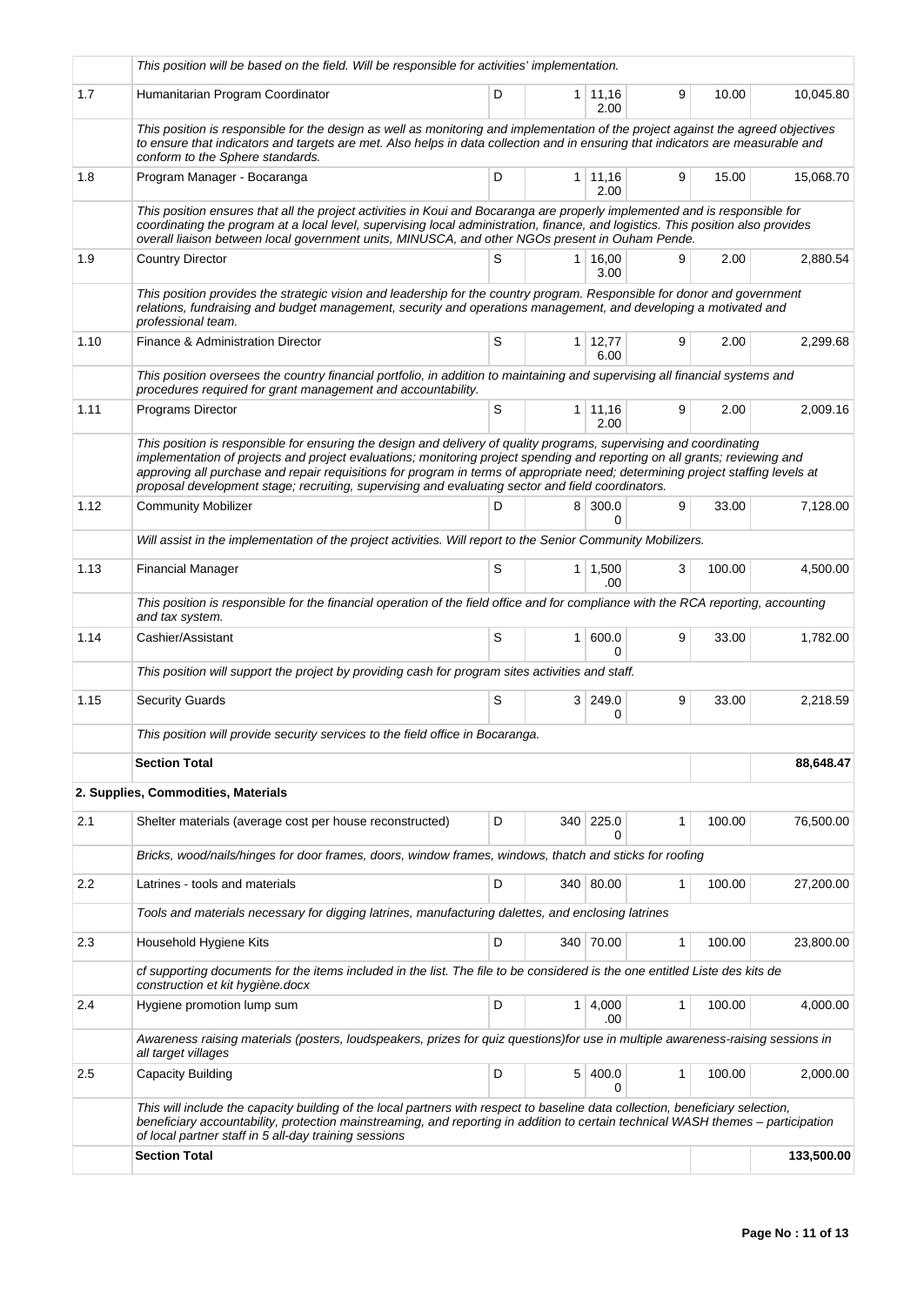| | | | | | | | |
|---|---|---|---|---|---|---|---|
| | *This position will be based on the field. Will be responsible for activities' implementation.* | | | | | | |
| 1.7 | Humanitarian Program Coordinator | D | 1 | 11,162.00 | 9 | 10.00 | 10,045.80 |
| | *This position is responsible for the design as well as monitoring and implementation of the project against the agreed objectives to ensure that indicators and targets are met. Also helps in data collection and in ensuring that indicators are measurable and conform to the Sphere standards.* | | | | | | |
| 1.8 | Program Manager - Bocaranga | D | 1 | 11,162.00 | 9 | 15.00 | 15,068.70 |
| | *This position ensures that all the project activities in Koui and Bocaranga are properly implemented and is responsible for coordinating the program at a local level, supervising local administration, finance, and logistics. This position also provides overall liaison between local government units, MINUSCA, and other NGOs present in Ouham Pende.* | | | | | | |
| 1.9 | Country Director | S | 1 | 16,003.00 | 9 | 2.00 | 2,880.54 |
| | *This position provides the strategic vision and leadership for the country program. Responsible for donor and government relations, fundraising and budget management, security and operations management, and developing a motivated and professional team.* | | | | | | |
| 1.10 | Finance & Administration Director | S | 1 | 12,776.00 | 9 | 2.00 | 2,299.68 |
| | *This position oversees the country financial portfolio, in addition to maintaining and supervising all financial systems and procedures required for grant management and accountability.* | | | | | | |
| 1.11 | Programs Director | S | 1 | 11,162.00 | 9 | 2.00 | 2,009.16 |
| | *This position is responsible for ensuring the design and delivery of quality programs, supervising and coordinating implementation of projects and project evaluations; monitoring project spending and reporting on all grants; reviewing and approving all purchase and repair requisitions for program in terms of appropriate need; determining project staffing levels at proposal development stage; recruiting, supervising and evaluating sector and field coordinators.* | | | | | | |
| 1.12 | Community Mobilizer | D | 8 | 300.00 | 9 | 33.00 | 7,128.00 |
| | *Will assist in the implementation of the project activities. Will report to the Senior Community Mobilizers.* | | | | | | |
| 1.13 | Financial Manager | S | 1 | 1,500.00 | 3 | 100.00 | 4,500.00 |
| | *This position is responsible for the financial operation of the field office and for compliance with the RCA reporting, accounting and tax system.* | | | | | | |
| 1.14 | Cashier/Assistant | S | 1 | 600.00 | 9 | 33.00 | 1,782.00 |
| | *This position will support the project by providing cash for program sites activities and staff.* | | | | | | |
| 1.15 | Security Guards | S | 3 | 249.00 | 9 | 33.00 | 2,218.59 |
| | *This position will provide security services to the field office in Bocaranga.* | | | | | | |
| | **Section Total** | | | | | | **88,648.47** |
| | **2. Supplies, Commodities, Materials** | | | | | | |
| 2.1 | Shelter materials (average cost per house reconstructed) | D | 340 | 225.00 | 1 | 100.00 | 76,500.00 |
| | *Bricks, wood/nails/hinges for door frames, doors, window frames, windows, thatch and sticks for roofing* | | | | | | |
| 2.2 | Latrines - tools and materials | D | 340 | 80.00 | 1 | 100.00 | 27,200.00 |
| | *Tools and materials necessary for digging latrines, manufacturing dalettes, and enclosing latrines* | | | | | | |
| 2.3 | Household Hygiene Kits | D | 340 | 70.00 | 1 | 100.00 | 23,800.00 |
| | *cf supporting documents for the items included in the list. The file to be considered is the one entitled Liste des kits de construction et kit hygiène.docx* | | | | | | |
| 2.4 | Hygiene promotion lump sum | D | 1 | 4,000.00 | 1 | 100.00 | 4,000.00 |
| | *Awareness raising materials (posters, loudspeakers, prizes for quiz questions)for use in multiple awareness-raising sessions in all target villages* | | | | | | |
| 2.5 | Capacity Building | D | 5 | 400.00 | 1 | 100.00 | 2,000.00 |
| | *This will include the capacity building of the local partners with respect to baseline data collection, beneficiary selection, beneficiary accountability, protection mainstreaming, and reporting in addition to certain technical WASH themes – participation of local partner staff in 5 all-day training sessions* | | | | | | |
| | **Section Total** | | | | | | **133,500.00** |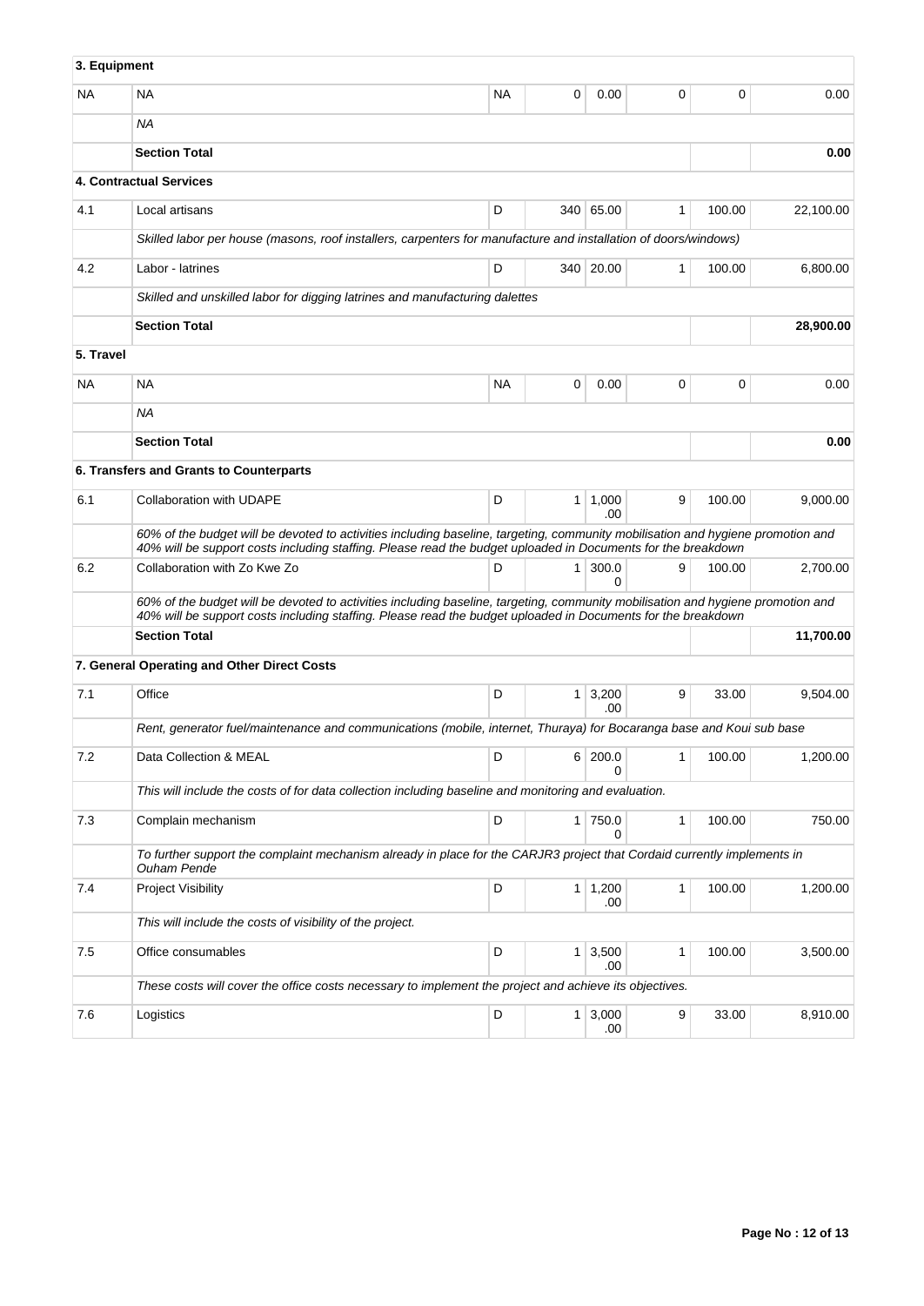| | | | | | | | |
|---|---|---|---|---|---|---|---|
| **3. Equipment** | | | | | | | |
| NA | NA | NA | 0 | 0.00 | 0 | 0 | 0.00 |
| | *NA* | | | | | | |
| | **Section Total** | | | | | | **0.00** |
| | **4. Contractual Services** | | | | | | |
| 4.1 | Local artisans | D | 340 | 65.00 | 1 | 100.00 | 22,100.00 |
| | *Skilled labor per house (masons, roof installers, carpenters for manufacture and installation of doors/windows)* | | | | | | |
| 4.2 | Labor - latrines | D | 340 | 20.00 | 1 | 100.00 | 6,800.00 |
| | *Skilled and unskilled labor for digging latrines and manufacturing dalettes* | | | | | | |
| | **Section Total** | | | | | | **28,900.00** |
| **5. Travel** | | | | | | | |
| NA | NA | NA | 0 | 0.00 | 0 | 0 | 0.00 |
| | *NA* | | | | | | |
| | **Section Total** | | | | | | **0.00** |
| | **6. Transfers and Grants to Counterparts** | | | | | | |
| 6.1 | Collaboration with UDAPE | D | 1 | 1,000.00 | 9 | 100.00 | 9,000.00 |
| | *60% of the budget will be devoted to activities including baseline, targeting, community mobilisation and hygiene promotion and 40% will be support costs including staffing. Please read the budget uploaded in Documents for the breakdown* | | | | | | |
| 6.2 | Collaboration with Zo Kwe Zo | D | 1 | 300.00 | 9 | 100.00 | 2,700.00 |
| | *60% of the budget will be devoted to activities including baseline, targeting, community mobilisation and hygiene promotion and 40% will be support costs including staffing. Please read the budget uploaded in Documents for the breakdown* | | | | | | |
| | **Section Total** | | | | | | **11,700.00** |
| | **7. General Operating and Other Direct Costs** | | | | | | |
| 7.1 | Office | D | 1 | 3,200.00 | 9 | 33.00 | 9,504.00 |
| | *Rent, generator fuel/maintenance and communications (mobile, internet, Thuraya) for Bocaranga base and Koui sub base* | | | | | | |
| 7.2 | Data Collection & MEAL | D | 6 | 200.00 | 1 | 100.00 | 1,200.00 |
| | *This will include the costs of for data collection including baseline and monitoring and evaluation.* | | | | | | |
| 7.3 | Complain mechanism | D | 1 | 750.00 | 1 | 100.00 | 750.00 |
| | *To further support the complaint mechanism already in place for the CARJR3 project that Cordaid currently implements in Ouham Pende* | | | | | | |
| 7.4 | Project Visibility | D | 1 | 1,200.00 | 1 | 100.00 | 1,200.00 |
| | *This will include the costs of visibility of the project.* | | | | | | |
| 7.5 | Office consumables | D | 1 | 3,500.00 | 1 | 100.00 | 3,500.00 |
| | *These costs will cover the office costs necessary to implement the project and achieve its objectives.* | | | | | | |
| 7.6 | Logistics | D | 1 | 3,000.00 | 9 | 33.00 | 8,910.00 |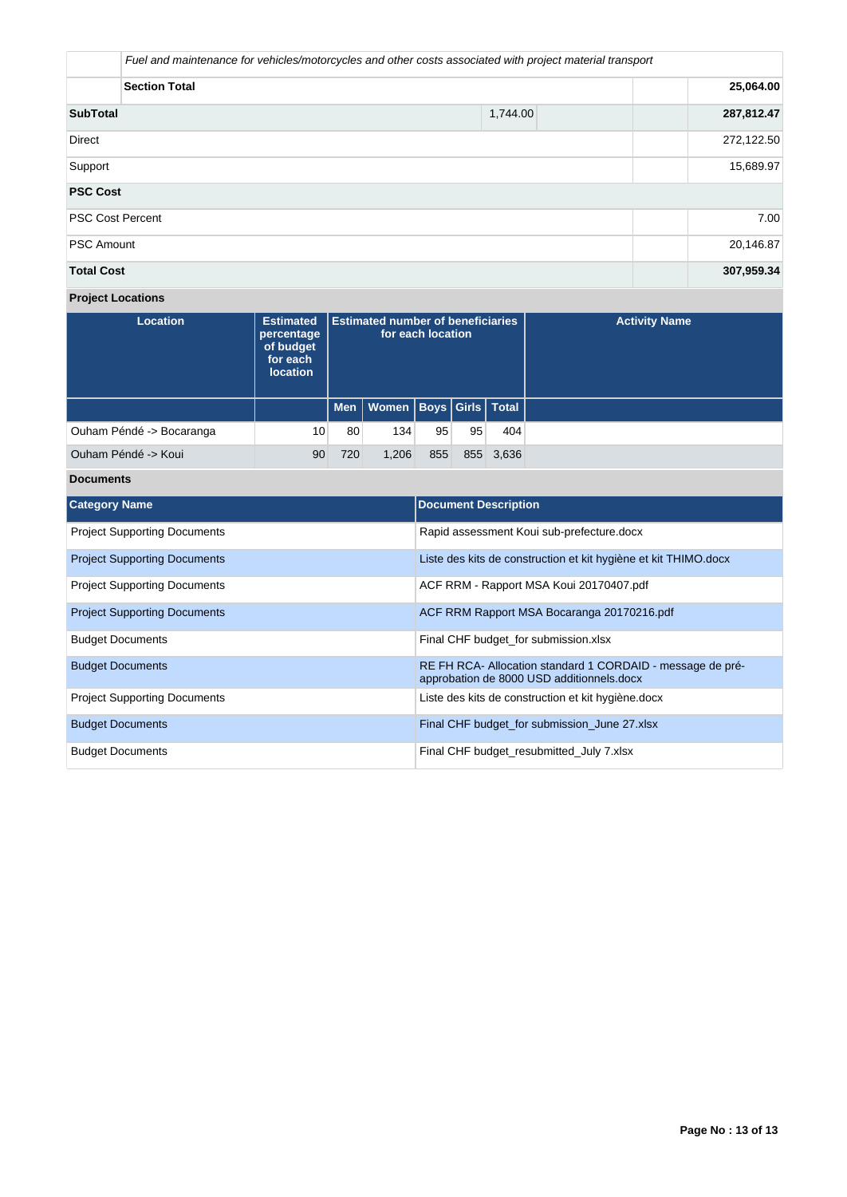| | | | | | |
|---|---|---|---|---|---|
| | *Fuel and maintenance for vehicles/motorcycles and other costs associated with project material transport* | | | | |
| | **Section Total** | | | | **25,064.00** |
| **SubTotal** | | 1,744.00 | | | **287,812.47** |
| Direct | | | | | 272,122.50 |
| Support | | | | | 15,689.97 |
| **PSC Cost** | | | | | |
| PSC Cost Percent | | | | | 7.00 |
| PSC Amount | | | | | 20,146.87 |
| **Total Cost** | | | | | **307,959.34** |

**Project Locations**

| Location | Estimated percentage of budget for each location | Estimated number of beneficiaries for each location | | | | | Activity Name |
|---|---|---|---|---|---|---|---|
| | | Men | Women | Boys | Girls | Total | |
| Ouham Péndé -> Bocaranga | 10 | 80 | 134 | 95 | 95 | 404 | |
| Ouham Péndé -> Koui | 90 | 720 | 1,206 | 855 | 855 | 3,636 | |

**Documents**

| Category Name | Document Description |
|---|---|
| Project Supporting Documents | Rapid assessment Koui sub-prefecture.docx |
| Project Supporting Documents | Liste des kits de construction et kit hygiène et kit THIMO.docx |
| Project Supporting Documents | ACF RRM - Rapport MSA Koui 20170407.pdf |
| Project Supporting Documents | ACF RRM Rapport MSA Bocaranga 20170216.pdf |
| Budget Documents | Final CHF budget_for submission.xlsx |
| Budget Documents | RE FH RCA- Allocation standard 1 CORDAID - message de pré-approbation de 8000 USD additionnels.docx |
| Project Supporting Documents | Liste des kits de construction et kit hygiène.docx |
| Budget Documents | Final CHF budget_for submission_June 27.xlsx |
| Budget Documents | Final CHF budget_resubmitted_July 7.xlsx |